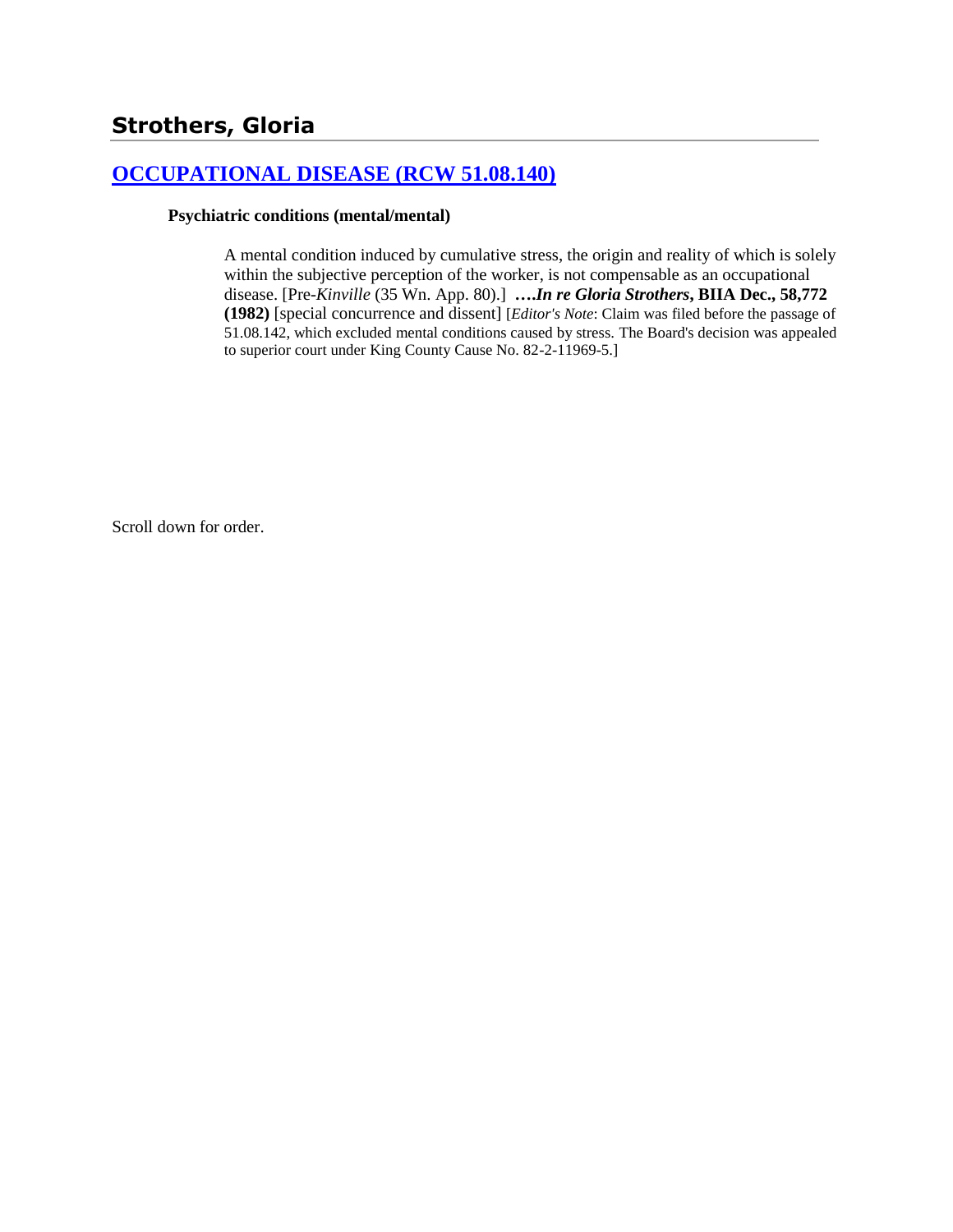## Strothers, Gloria

### [OCCUPATIONAL DISEASE (RCW 51.08.140)]()

**Psychiatric conditions (mental/mental)**

A mental condition induced by cumulative stress, the origin and reality of which is solely within the subjective perception of the worker, is not compensable as an occupational disease. [Pre-*Kinville* (35 Wn. App. 80).] **….*In re Gloria Strothers*, BIIA Dec., 58,772 (1982)** [special concurrence and dissent] [*Editor's Note*: Claim was filed before the passage of 51.08.142, which excluded mental conditions caused by stress. The Board's decision was appealed to superior court under King County Cause No. 82-2-11969-5.]

Scroll down for order.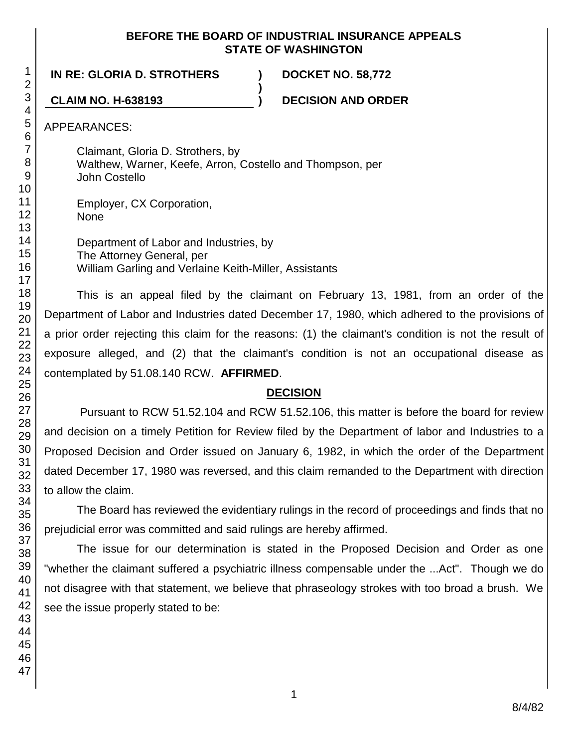**BEFORE THE BOARD OF INDUSTRIAL INSURANCE APPEALS**
**STATE OF WASHINGTON**

**IN RE: GLORIA D. STROTHERS** ) **DOCKET NO. 58,772**
)
**CLAIM NO. H-638193** ) **DECISION AND ORDER**

APPEARANCES:

Claimant, Gloria D. Strothers, by
Walthew, Warner, Keefe, Arron, Costello and Thompson, per
John Costello

Employer, CX Corporation,
None

Department of Labor and Industries, by
The Attorney General, per
William Garling and Verlaine Keith-Miller, Assistants

This is an appeal filed by the claimant on February 13, 1981, from an order of the Department of Labor and Industries dated December 17, 1980, which adhered to the provisions of a prior order rejecting this claim for the reasons: (1) the claimant's condition is not the result of exposure alleged, and (2) that the claimant's condition is not an occupational disease as contemplated by 51.08.140 RCW. **AFFIRMED**.

## DECISION

Pursuant to RCW 51.52.104 and RCW 51.52.106, this matter is before the board for review and decision on a timely Petition for Review filed by the Department of labor and Industries to a Proposed Decision and Order issued on January 6, 1982, in which the order of the Department dated December 17, 1980 was reversed, and this claim remanded to the Department with direction to allow the claim.

The Board has reviewed the evidentiary rulings in the record of proceedings and finds that no prejudicial error was committed and said rulings are hereby affirmed.

The issue for our determination is stated in the Proposed Decision and Order as one "whether the claimant suffered a psychiatric illness compensable under the ...Act". Though we do not disagree with that statement, we believe that phraseology strokes with too broad a brush. We see the issue properly stated to be: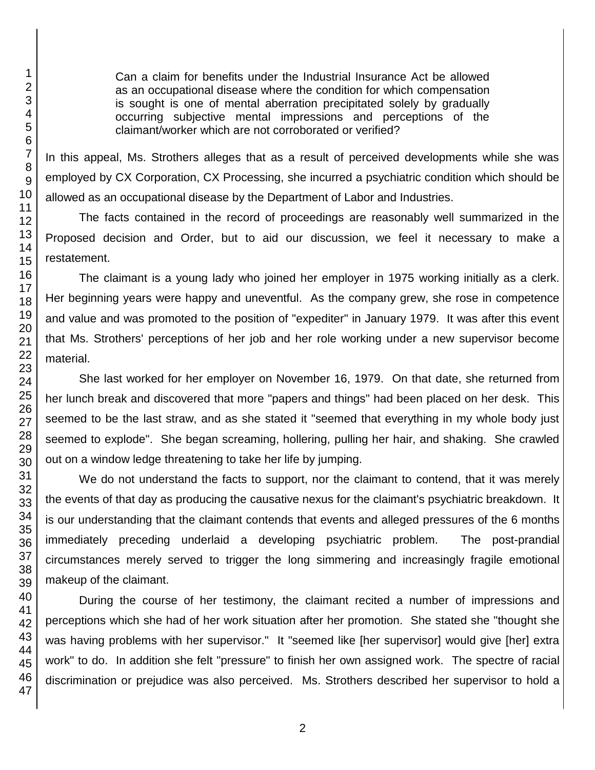> Can a claim for benefits under the Industrial Insurance Act be allowed as an occupational disease where the condition for which compensation is sought is one of mental aberration precipitated solely by gradually occurring subjective mental impressions and perceptions of the claimant/worker which are not corroborated or verified?

In this appeal, Ms. Strothers alleges that as a result of perceived developments while she was employed by CX Corporation, CX Processing, she incurred a psychiatric condition which should be allowed as an occupational disease by the Department of Labor and Industries.

The facts contained in the record of proceedings are reasonably well summarized in the Proposed decision and Order, but to aid our discussion, we feel it necessary to make a restatement.

The claimant is a young lady who joined her employer in 1975 working initially as a clerk. Her beginning years were happy and uneventful. As the company grew, she rose in competence and value and was promoted to the position of "expediter" in January 1979. It was after this event that Ms. Strothers' perceptions of her job and her role working under a new supervisor become material.

She last worked for her employer on November 16, 1979. On that date, she returned from her lunch break and discovered that more "papers and things" had been placed on her desk. This seemed to be the last straw, and as she stated it "seemed that everything in my whole body just seemed to explode". She began screaming, hollering, pulling her hair, and shaking. She crawled out on a window ledge threatening to take her life by jumping.

We do not understand the facts to support, nor the claimant to contend, that it was merely the events of that day as producing the causative nexus for the claimant's psychiatric breakdown. It is our understanding that the claimant contends that events and alleged pressures of the 6 months immediately preceding underlaid a developing psychiatric problem. The post-prandial circumstances merely served to trigger the long simmering and increasingly fragile emotional makeup of the claimant.

During the course of her testimony, the claimant recited a number of impressions and perceptions which she had of her work situation after her promotion. She stated she "thought she was having problems with her supervisor." It "seemed like [her supervisor] would give [her] extra work" to do. In addition she felt "pressure" to finish her own assigned work. The spectre of racial discrimination or prejudice was also perceived. Ms. Strothers described her supervisor to hold a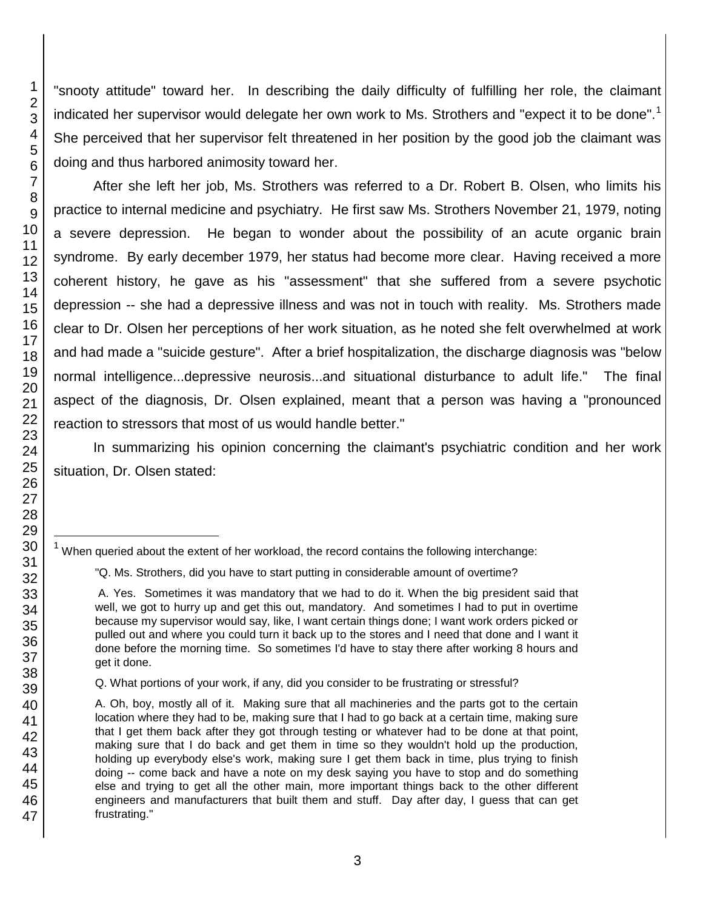"snooty attitude" toward her. In describing the daily difficulty of fulfilling her role, the claimant indicated her supervisor would delegate her own work to Ms. Strothers and "expect it to be done".[1] She perceived that her supervisor felt threatened in her position by the good job the claimant was doing and thus harbored animosity toward her.

After she left her job, Ms. Strothers was referred to a Dr. Robert B. Olsen, who limits his practice to internal medicine and psychiatry. He first saw Ms. Strothers November 21, 1979, noting a severe depression. He began to wonder about the possibility of an acute organic brain syndrome. By early december 1979, her status had become more clear. Having received a more coherent history, he gave as his "assessment" that she suffered from a severe psychotic depression -- she had a depressive illness and was not in touch with reality. Ms. Strothers made clear to Dr. Olsen her perceptions of her work situation, as he noted she felt overwhelmed at work and had made a "suicide gesture". After a brief hospitalization, the discharge diagnosis was "below normal intelligence...depressive neurosis...and situational disturbance to adult life." The final aspect of the diagnosis, Dr. Olsen explained, meant that a person was having a "pronounced reaction to stressors that most of us would handle better."

In summarizing his opinion concerning the claimant's psychiatric condition and her work situation, Dr. Olsen stated:

---

[1] When queried about the extent of her workload, the record contains the following interchange:

> "Q. Ms. Strothers, did you have to start putting in considerable amount of overtime?
>
> A. Yes. Sometimes it was mandatory that we had to do it. When the big president said that well, we got to hurry up and get this out, mandatory. And sometimes I had to put in overtime because my supervisor would say, like, I want certain things done; I want work orders picked or pulled out and where you could turn it back up to the stores and I need that done and I want it done before the morning time. So sometimes I'd have to stay there after working 8 hours and get it done.
>
> Q. What portions of your work, if any, did you consider to be frustrating or stressful?
>
> A. Oh, boy, mostly all of it. Making sure that all machineries and the parts got to the certain location where they had to be, making sure that I had to go back at a certain time, making sure that I get them back after they got through testing or whatever had to be done at that point, making sure that I do back and get them in time so they wouldn't hold up the production, holding up everybody else's work, making sure I get them back in time, plus trying to finish doing -- come back and have a note on my desk saying you have to stop and do something else and trying to get all the other main, more important things back to the other different engineers and manufacturers that built them and stuff. Day after day, I guess that can get frustrating."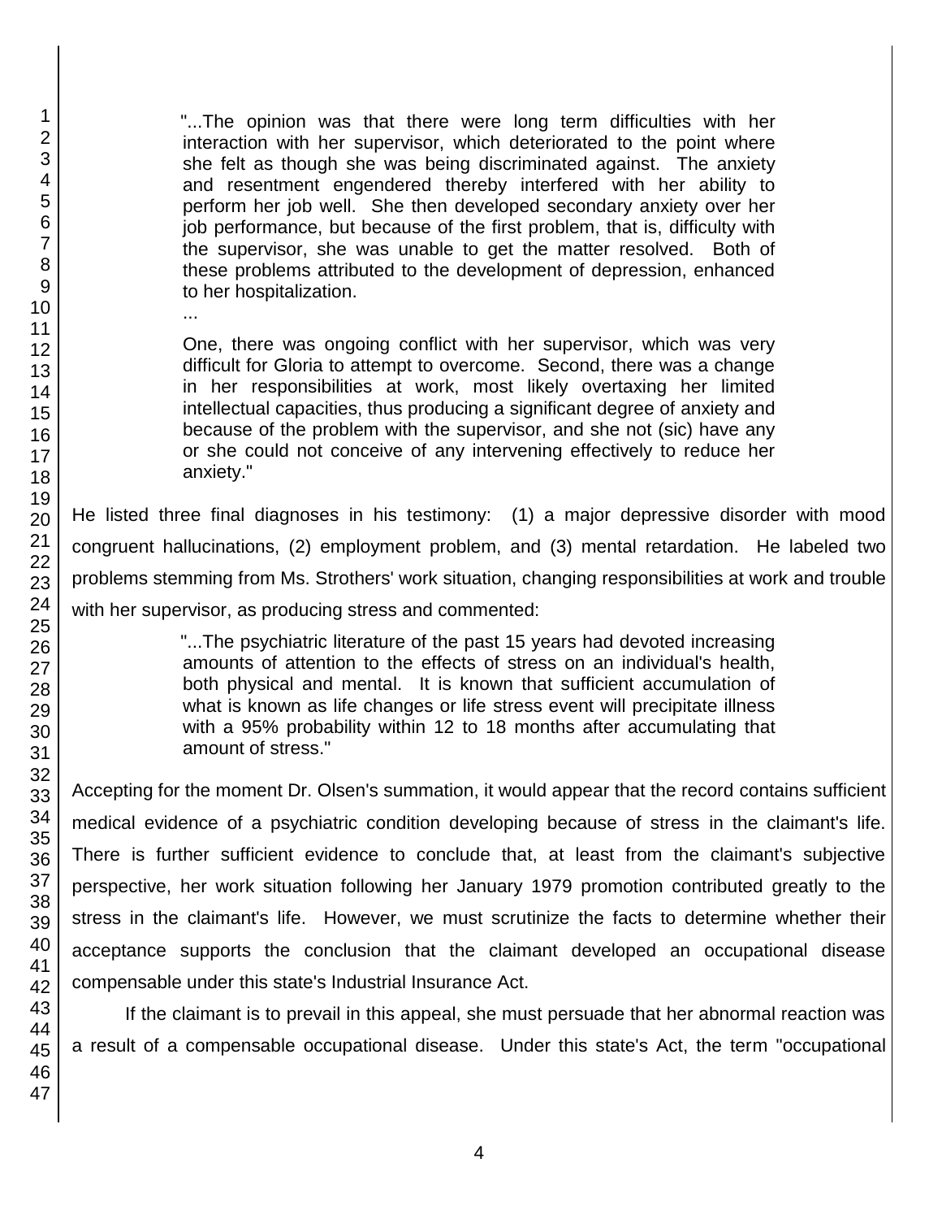> "...The opinion was that there were long term difficulties with her interaction with her supervisor, which deteriorated to the point where she felt as though she was being discriminated against. The anxiety and resentment engendered thereby interfered with her ability to perform her job well. She then developed secondary anxiety over her job performance, but because of the first problem, that is, difficulty with the supervisor, she was unable to get the matter resolved. Both of these problems attributed to the development of depression, enhanced to her hospitalization.
>
> ...
>
> One, there was ongoing conflict with her supervisor, which was very difficult for Gloria to attempt to overcome. Second, there was a change in her responsibilities at work, most likely overtaxing her limited intellectual capacities, thus producing a significant degree of anxiety and because of the problem with the supervisor, and she not (sic) have any or she could not conceive of any intervening effectively to reduce her anxiety."

He listed three final diagnoses in his testimony: (1) a major depressive disorder with mood congruent hallucinations, (2) employment problem, and (3) mental retardation. He labeled two problems stemming from Ms. Strothers' work situation, changing responsibilities at work and trouble with her supervisor, as producing stress and commented:

> "...The psychiatric literature of the past 15 years had devoted increasing amounts of attention to the effects of stress on an individual's health, both physical and mental. It is known that sufficient accumulation of what is known as life changes or life stress event will precipitate illness with a 95% probability within 12 to 18 months after accumulating that amount of stress."

Accepting for the moment Dr. Olsen's summation, it would appear that the record contains sufficient medical evidence of a psychiatric condition developing because of stress in the claimant's life. There is further sufficient evidence to conclude that, at least from the claimant's subjective perspective, her work situation following her January 1979 promotion contributed greatly to the stress in the claimant's life. However, we must scrutinize the facts to determine whether their acceptance supports the conclusion that the claimant developed an occupational disease compensable under this state's Industrial Insurance Act.

If the claimant is to prevail in this appeal, she must persuade that her abnormal reaction was a result of a compensable occupational disease. Under this state's Act, the term "occupational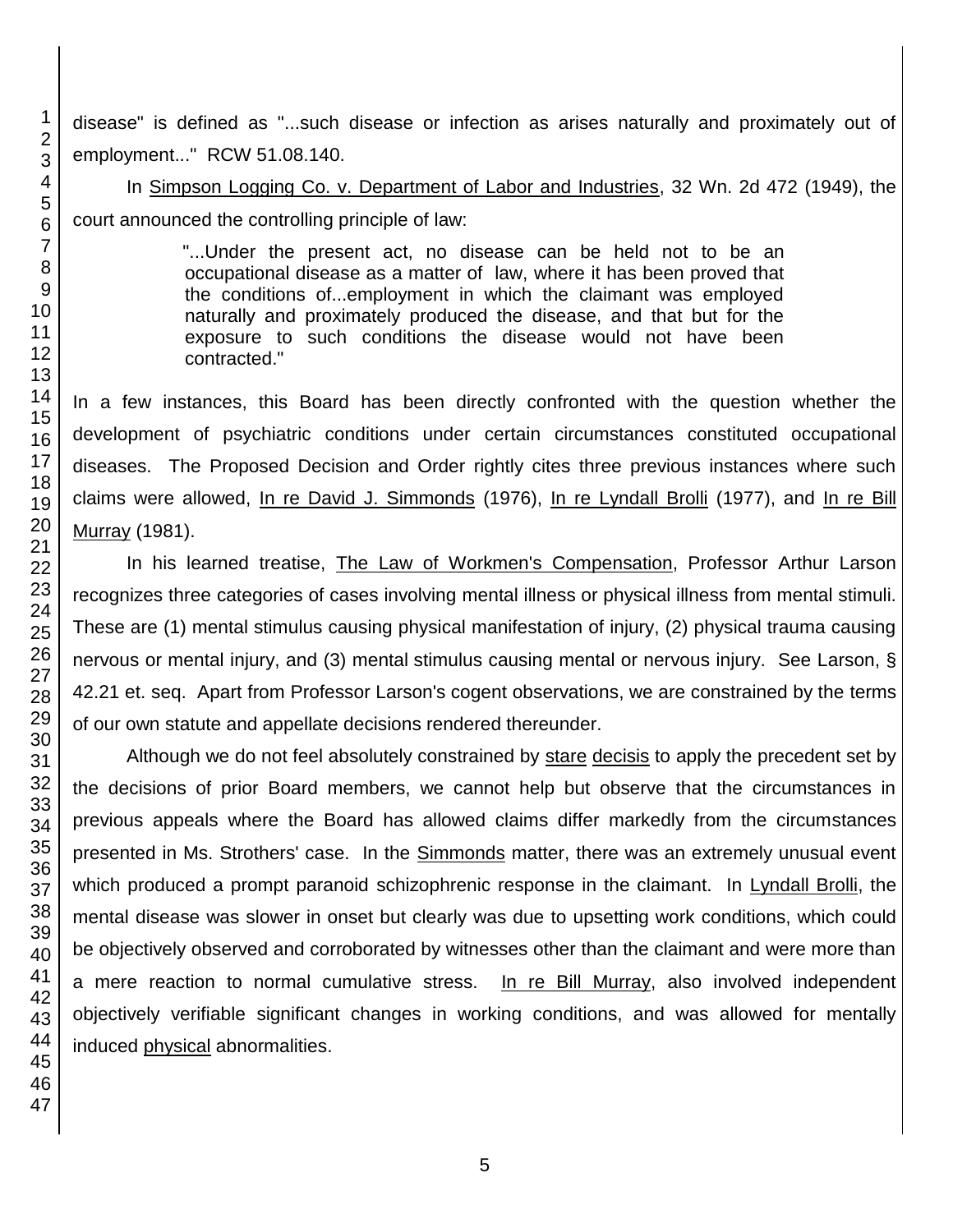disease" is defined as "...such disease or infection as arises naturally and proximately out of employment..." RCW 51.08.140.

In Simpson Logging Co. v. Department of Labor and Industries, 32 Wn. 2d 472 (1949), the court announced the controlling principle of law:

> "...Under the present act, no disease can be held not to be an occupational disease as a matter of law, where it has been proved that the conditions of...employment in which the claimant was employed naturally and proximately produced the disease, and that but for the exposure to such conditions the disease would not have been contracted."

In a few instances, this Board has been directly confronted with the question whether the development of psychiatric conditions under certain circumstances constituted occupational diseases. The Proposed Decision and Order rightly cites three previous instances where such claims were allowed, In re David J. Simmonds (1976), In re Lyndall Brolli (1977), and In re Bill Murray (1981).

In his learned treatise, The Law of Workmen's Compensation, Professor Arthur Larson recognizes three categories of cases involving mental illness or physical illness from mental stimuli. These are (1) mental stimulus causing physical manifestation of injury, (2) physical trauma causing nervous or mental injury, and (3) mental stimulus causing mental or nervous injury. See Larson, § 42.21 et. seq. Apart from Professor Larson's cogent observations, we are constrained by the terms of our own statute and appellate decisions rendered thereunder.

Although we do not feel absolutely constrained by stare decisis to apply the precedent set by the decisions of prior Board members, we cannot help but observe that the circumstances in previous appeals where the Board has allowed claims differ markedly from the circumstances presented in Ms. Strothers' case. In the Simmonds matter, there was an extremely unusual event which produced a prompt paranoid schizophrenic response in the claimant. In Lyndall Brolli, the mental disease was slower in onset but clearly was due to upsetting work conditions, which could be objectively observed and corroborated by witnesses other than the claimant and were more than a mere reaction to normal cumulative stress. In re Bill Murray, also involved independent objectively verifiable significant changes in working conditions, and was allowed for mentally induced physical abnormalities.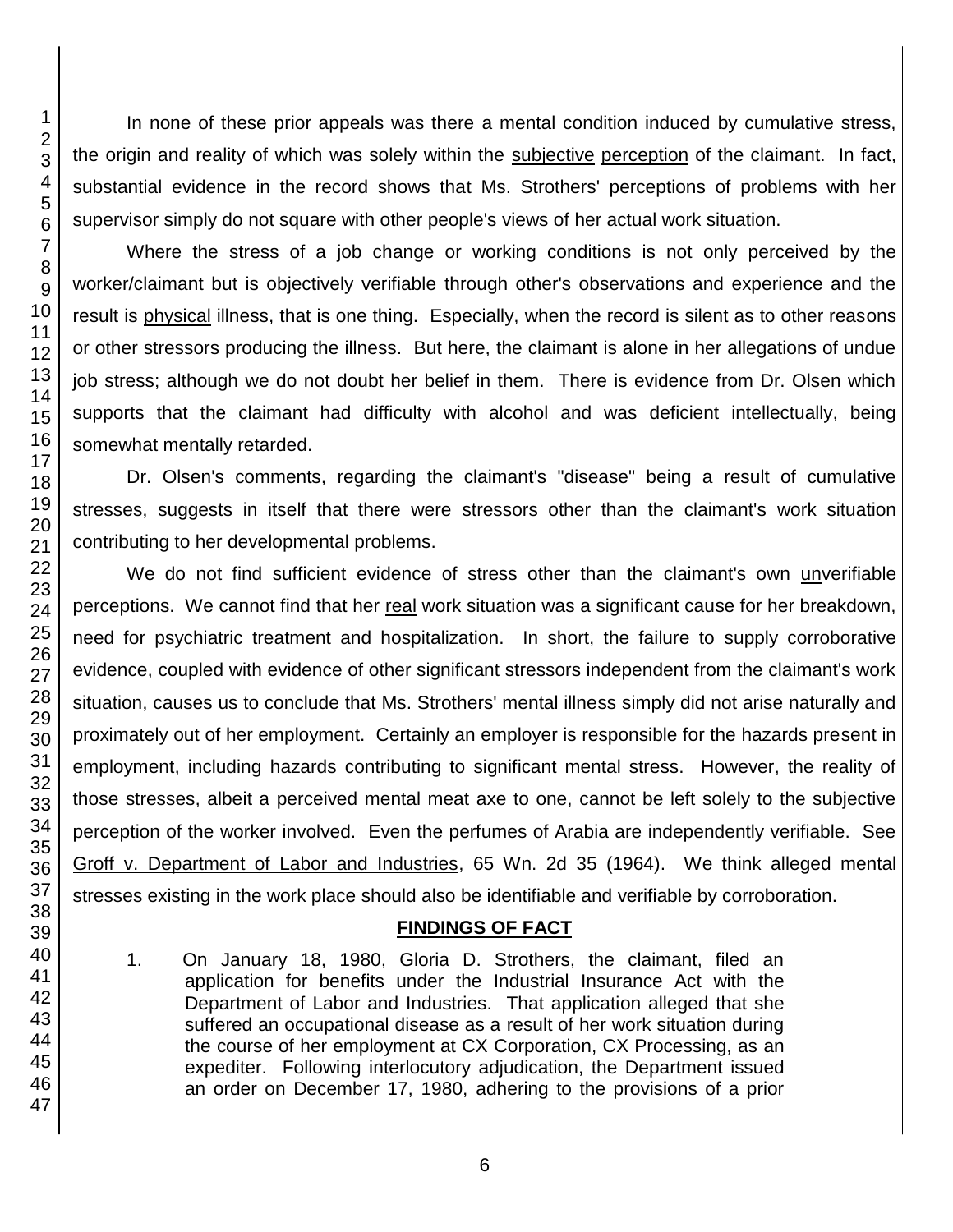In none of these prior appeals was there a mental condition induced by cumulative stress, the origin and reality of which was solely within the subjective perception of the claimant. In fact, substantial evidence in the record shows that Ms. Strothers' perceptions of problems with her supervisor simply do not square with other people's views of her actual work situation.

Where the stress of a job change or working conditions is not only perceived by the worker/claimant but is objectively verifiable through other's observations and experience and the result is physical illness, that is one thing. Especially, when the record is silent as to other reasons or other stressors producing the illness. But here, the claimant is alone in her allegations of undue job stress; although we do not doubt her belief in them. There is evidence from Dr. Olsen which supports that the claimant had difficulty with alcohol and was deficient intellectually, being somewhat mentally retarded.

Dr. Olsen's comments, regarding the claimant's "disease" being a result of cumulative stresses, suggests in itself that there were stressors other than the claimant's work situation contributing to her developmental problems.

We do not find sufficient evidence of stress other than the claimant's own unverifiable perceptions. We cannot find that her real work situation was a significant cause for her breakdown, need for psychiatric treatment and hospitalization. In short, the failure to supply corroborative evidence, coupled with evidence of other significant stressors independent from the claimant's work situation, causes us to conclude that Ms. Strothers' mental illness simply did not arise naturally and proximately out of her employment. Certainly an employer is responsible for the hazards present in employment, including hazards contributing to significant mental stress. However, the reality of those stresses, albeit a perceived mental meat axe to one, cannot be left solely to the subjective perception of the worker involved. Even the perfumes of Arabia are independently verifiable. See Groff v. Department of Labor and Industries, 65 Wn. 2d 35 (1964). We think alleged mental stresses existing in the work place should also be identifiable and verifiable by corroboration.

## FINDINGS OF FACT

1. On January 18, 1980, Gloria D. Strothers, the claimant, filed an application for benefits under the Industrial Insurance Act with the Department of Labor and Industries. That application alleged that she suffered an occupational disease as a result of her work situation during the course of her employment at CX Corporation, CX Processing, as an expediter. Following interlocutory adjudication, the Department issued an order on December 17, 1980, adhering to the provisions of a prior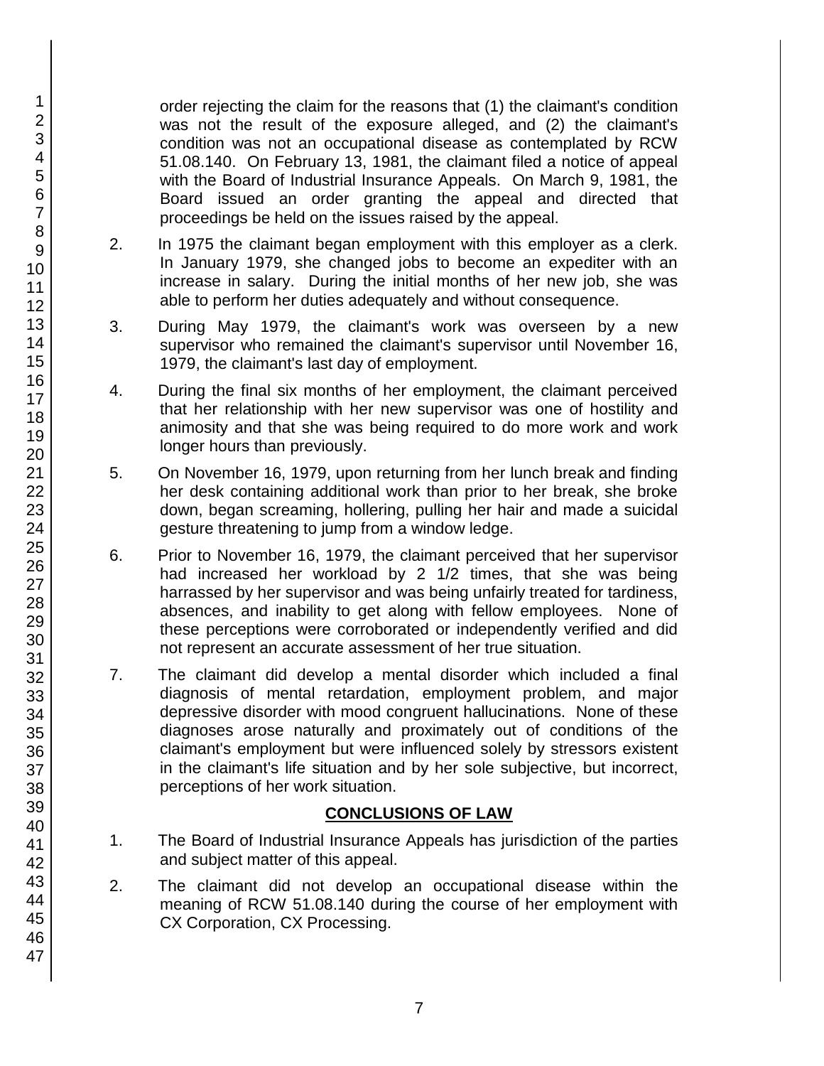order rejecting the claim for the reasons that (1) the claimant's condition was not the result of the exposure alleged, and (2) the claimant's condition was not an occupational disease as contemplated by RCW 51.08.140. On February 13, 1981, the claimant filed a notice of appeal with the Board of Industrial Insurance Appeals. On March 9, 1981, the Board issued an order granting the appeal and directed that proceedings be held on the issues raised by the appeal.

2. In 1975 the claimant began employment with this employer as a clerk. In January 1979, she changed jobs to become an expediter with an increase in salary. During the initial months of her new job, she was able to perform her duties adequately and without consequence.

3. During May 1979, the claimant's work was overseen by a new supervisor who remained the claimant's supervisor until November 16, 1979, the claimant's last day of employment.

4. During the final six months of her employment, the claimant perceived that her relationship with her new supervisor was one of hostility and animosity and that she was being required to do more work and work longer hours than previously.

5. On November 16, 1979, upon returning from her lunch break and finding her desk containing additional work than prior to her break, she broke down, began screaming, hollering, pulling her hair and made a suicidal gesture threatening to jump from a window ledge.

6. Prior to November 16, 1979, the claimant perceived that her supervisor had increased her workload by 2 1/2 times, that she was being harrassed by her supervisor and was being unfairly treated for tardiness, absences, and inability to get along with fellow employees. None of these perceptions were corroborated or independently verified and did not represent an accurate assessment of her true situation.

7. The claimant did develop a mental disorder which included a final diagnosis of mental retardation, employment problem, and major depressive disorder with mood congruent hallucinations. None of these diagnoses arose naturally and proximately out of conditions of the claimant's employment but were influenced solely by stressors existent in the claimant's life situation and by her sole subjective, but incorrect, perceptions of her work situation.

## CONCLUSIONS OF LAW

1. The Board of Industrial Insurance Appeals has jurisdiction of the parties and subject matter of this appeal.

2. The claimant did not develop an occupational disease within the meaning of RCW 51.08.140 during the course of her employment with CX Corporation, CX Processing.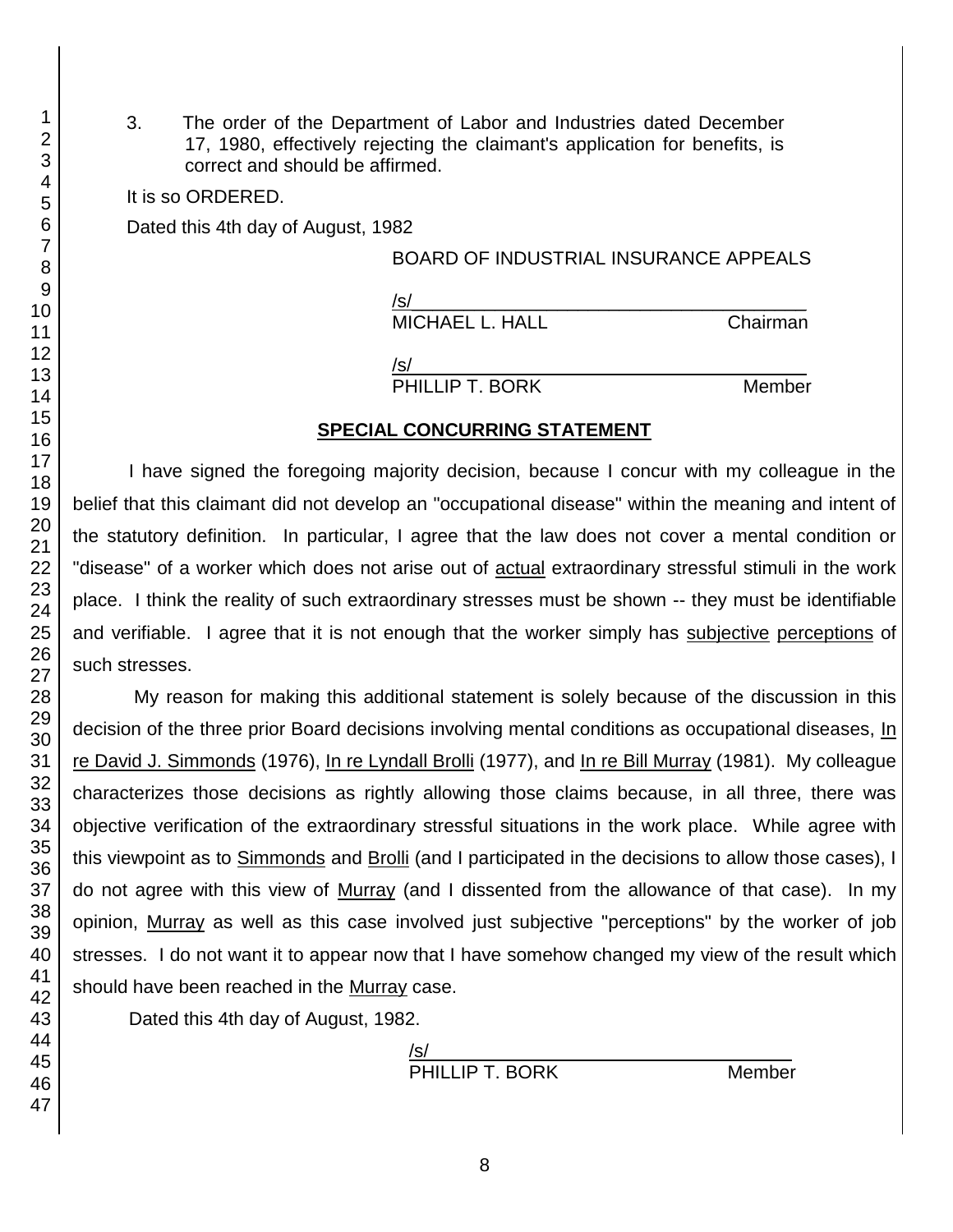3. The order of the Department of Labor and Industries dated December 17, 1980, effectively rejecting the claimant's application for benefits, is correct and should be affirmed.

It is so ORDERED.

Dated this 4th day of August, 1982

BOARD OF INDUSTRIAL INSURANCE APPEALS

/s/
MICHAEL L. HALL Chairman

/s/
PHILLIP T. BORK Member

## SPECIAL CONCURRING STATEMENT

I have signed the foregoing majority decision, because I concur with my colleague in the belief that this claimant did not develop an "occupational disease" within the meaning and intent of the statutory definition. In particular, I agree that the law does not cover a mental condition or "disease" of a worker which does not arise out of actual extraordinary stressful stimuli in the work place. I think the reality of such extraordinary stresses must be shown -- they must be identifiable and verifiable. I agree that it is not enough that the worker simply has subjective perceptions of such stresses.

My reason for making this additional statement is solely because of the discussion in this decision of the three prior Board decisions involving mental conditions as occupational diseases, In re David J. Simmonds (1976), In re Lyndall Brolli (1977), and In re Bill Murray (1981). My colleague characterizes those decisions as rightly allowing those claims because, in all three, there was objective verification of the extraordinary stressful situations in the work place. While agree with this viewpoint as to Simmonds and Brolli (and I participated in the decisions to allow those cases), I do not agree with this view of Murray (and I dissented from the allowance of that case). In my opinion, Murray as well as this case involved just subjective "perceptions" by the worker of job stresses. I do not want it to appear now that I have somehow changed my view of the result which should have been reached in the Murray case.

Dated this 4th day of August, 1982.

/s/
PHILLIP T. BORK Member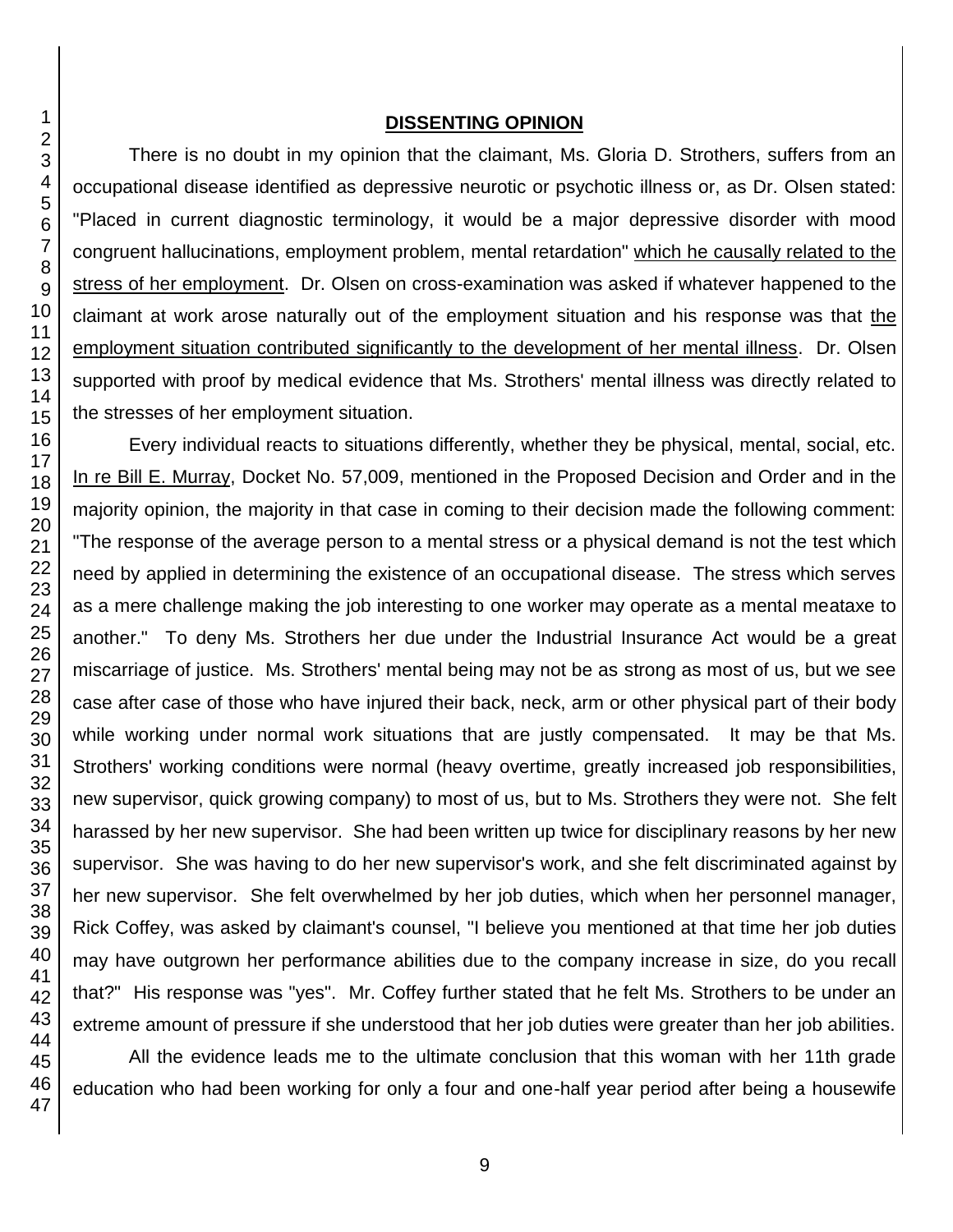## DISSENTING OPINION

There is no doubt in my opinion that the claimant, Ms. Gloria D. Strothers, suffers from an occupational disease identified as depressive neurotic or psychotic illness or, as Dr. Olsen stated: "Placed in current diagnostic terminology, it would be a major depressive disorder with mood congruent hallucinations, employment problem, mental retardation" which he causally related to the stress of her employment. Dr. Olsen on cross-examination was asked if whatever happened to the claimant at work arose naturally out of the employment situation and his response was that the employment situation contributed significantly to the development of her mental illness. Dr. Olsen supported with proof by medical evidence that Ms. Strothers' mental illness was directly related to the stresses of her employment situation.

Every individual reacts to situations differently, whether they be physical, mental, social, etc. In re Bill E. Murray, Docket No. 57,009, mentioned in the Proposed Decision and Order and in the majority opinion, the majority in that case in coming to their decision made the following comment: "The response of the average person to a mental stress or a physical demand is not the test which need by applied in determining the existence of an occupational disease. The stress which serves as a mere challenge making the job interesting to one worker may operate as a mental meataxe to another." To deny Ms. Strothers her due under the Industrial Insurance Act would be a great miscarriage of justice. Ms. Strothers' mental being may not be as strong as most of us, but we see case after case of those who have injured their back, neck, arm or other physical part of their body while working under normal work situations that are justly compensated. It may be that Ms. Strothers' working conditions were normal (heavy overtime, greatly increased job responsibilities, new supervisor, quick growing company) to most of us, but to Ms. Strothers they were not. She felt harassed by her new supervisor. She had been written up twice for disciplinary reasons by her new supervisor. She was having to do her new supervisor's work, and she felt discriminated against by her new supervisor. She felt overwhelmed by her job duties, which when her personnel manager, Rick Coffey, was asked by claimant's counsel, "I believe you mentioned at that time her job duties may have outgrown her performance abilities due to the company increase in size, do you recall that?" His response was "yes". Mr. Coffey further stated that he felt Ms. Strothers to be under an extreme amount of pressure if she understood that her job duties were greater than her job abilities.

All the evidence leads me to the ultimate conclusion that this woman with her 11th grade education who had been working for only a four and one-half year period after being a housewife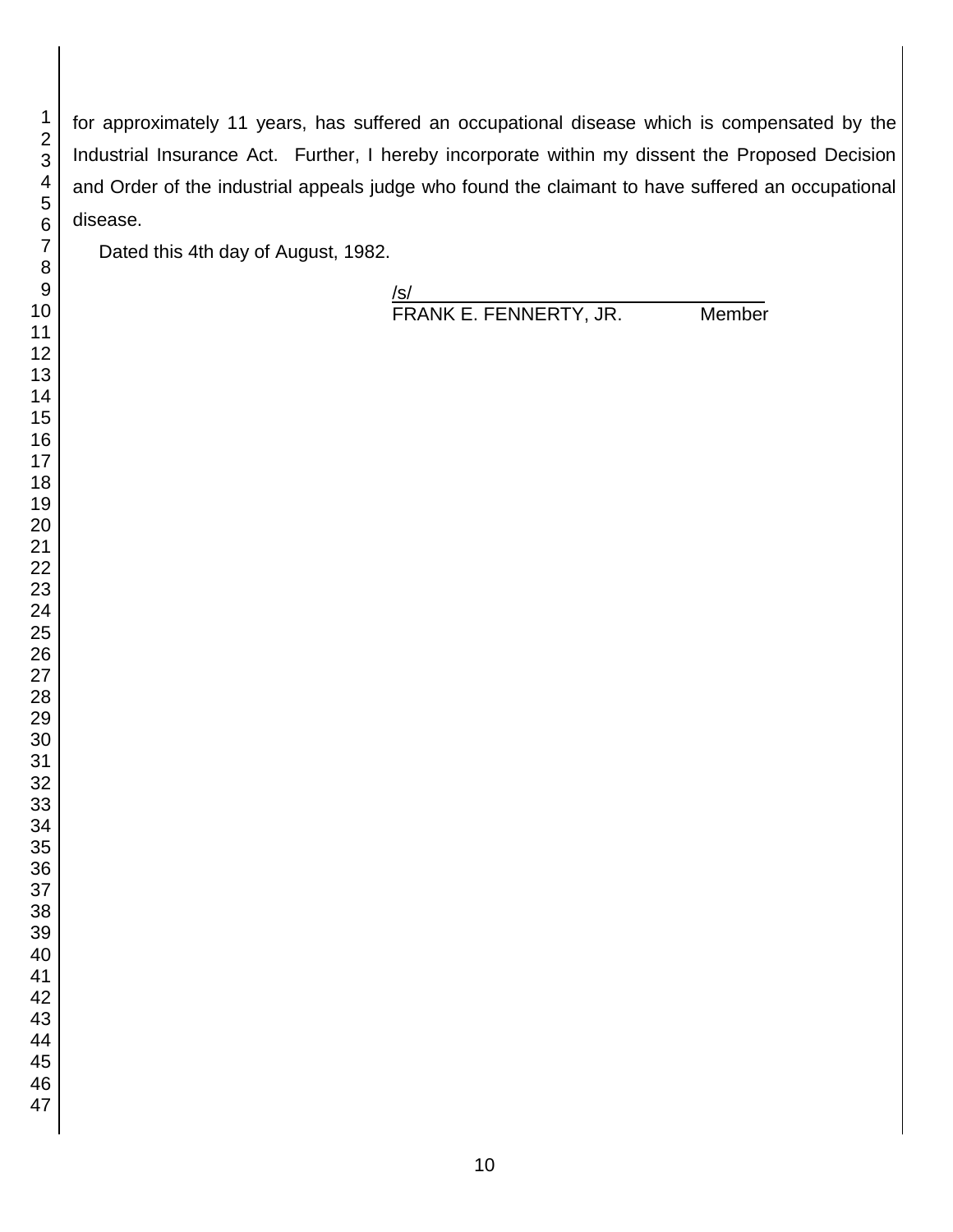for approximately 11 years, has suffered an occupational disease which is compensated by the Industrial Insurance Act. Further, I hereby incorporate within my dissent the Proposed Decision and Order of the industrial appeals judge who found the claimant to have suffered an occupational disease.

Dated this 4th day of August, 1982.

/s/
FRANK E. FENNERTY, JR. Member